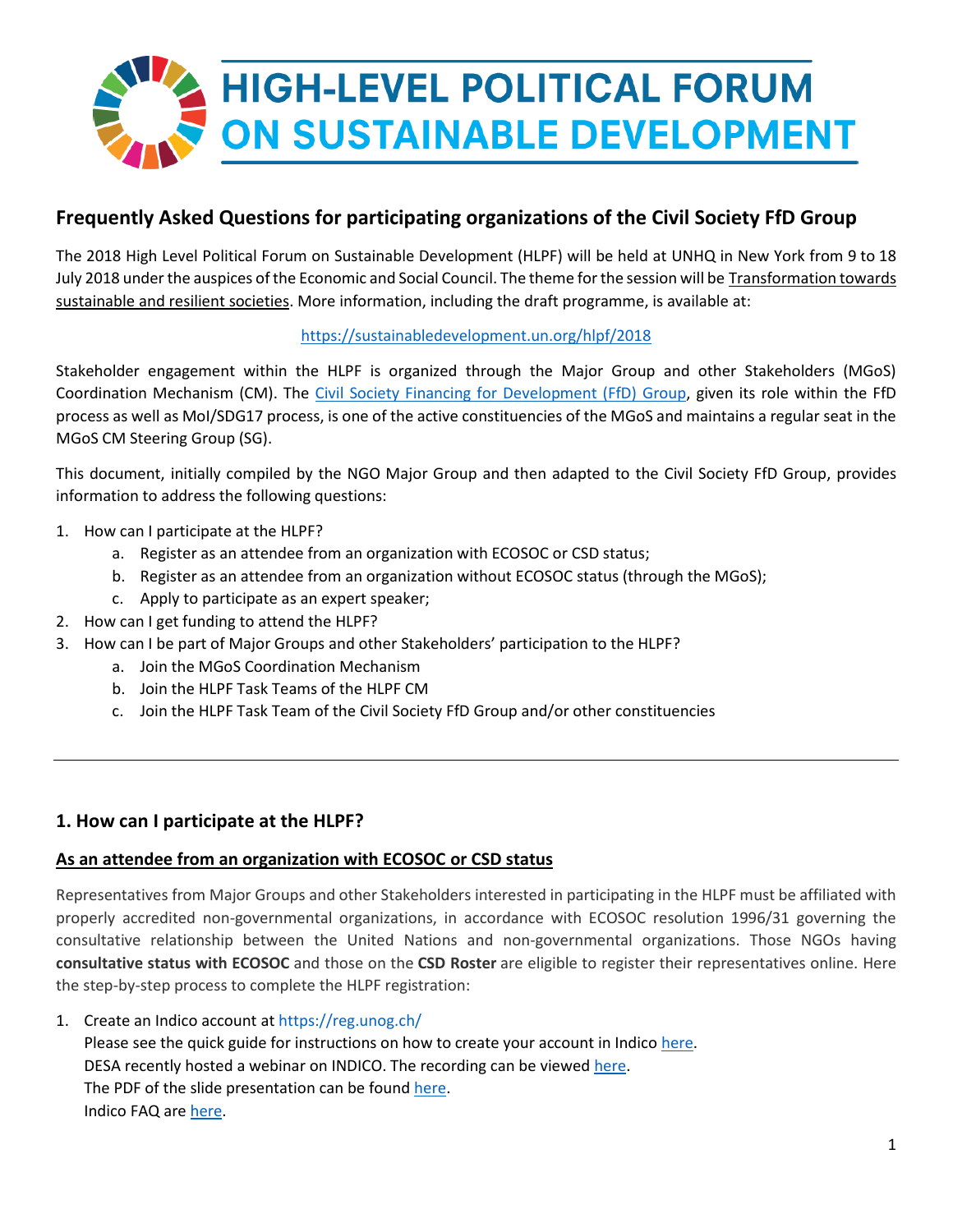# HIGH-LEVEL POLITICAL FORUM ON SUSTAINABLE DEVELOPMENT

## Frequently Asked Questions for participating organizations of the Civil Society FfD Group

The 2018 High Level Political Forum on Sustainable Development (HLPF) will be held at UNHQ in New York from 9 to 18 July 2018 under the auspices of the Economic and Social Council. The theme for the session will be Transformation towards sustainable and resilient societies. More information, including the draft programme, is available at:

https://sustainabledevelopment.un.org/hlpf/2018

Stakeholder engagement within the HLPF is organized through the Major Group and other Stakeholders (MGoS) Coordination Mechanism (CM). The Civil Society Financing for Development (FfD) Group, given its role within the FfD process as well as MoI/SDG17 process, is one of the active constituencies of the MGoS and maintains a regular seat in the MGoS CM Steering Group (SG).

This document, initially compiled by the NGO Major Group and then adapted to the Civil Society FfD Group, provides information to address the following questions:

1. How can I participate at the HLPF?
   a. Register as an attendee from an organization with ECOSOC or CSD status;
   b. Register as an attendee from an organization without ECOSOC status (through the MGoS);
   c. Apply to participate as an expert speaker;
2. How can I get funding to attend the HLPF?
3. How can I be part of Major Groups and other Stakeholders' participation to the HLPF?
   a. Join the MGoS Coordination Mechanism
   b. Join the HLPF Task Teams of the HLPF CM
   c. Join the HLPF Task Team of the Civil Society FfD Group and/or other constituencies

---

## 1. How can I participate at the HLPF?

### As an attendee from an organization with ECOSOC or CSD status

Representatives from Major Groups and other Stakeholders interested in participating in the HLPF must be affiliated with properly accredited non-governmental organizations, in accordance with ECOSOC resolution 1996/31 governing the consultative relationship between the United Nations and non-governmental organizations. Those NGOs having **consultative status with ECOSOC** and those on the **CSD Roster** are eligible to register their representatives online. Here the step-by-step process to complete the HLPF registration:

1. Create an Indico account at https://reg.unog.ch/
   Please see the quick guide for instructions on how to create your account in Indico here.
   DESA recently hosted a webinar on INDICO. The recording can be viewed here.
   The PDF of the slide presentation can be found here.
   Indico FAQ are here.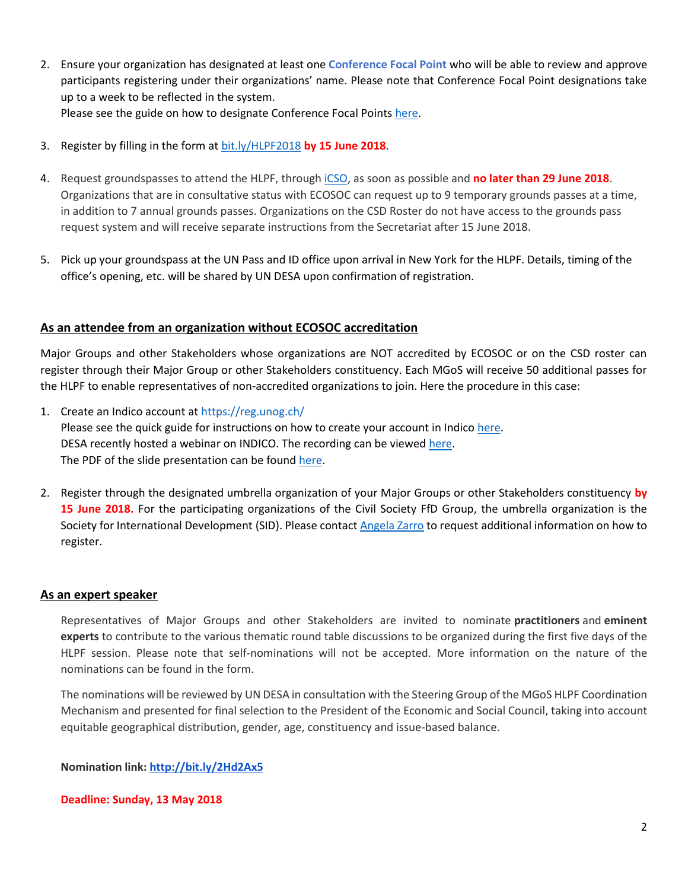2. Ensure your organization has designated at least one **Conference Focal Point** who will be able to review and approve participants registering under their organizations' name. Please note that Conference Focal Point designations take up to a week to be reflected in the system.
   Please see the guide on how to designate Conference Focal Points here.

3. Register by filling in the form at bit.ly/HLPF2018 **by 15 June 2018**.

4. Request groundspasses to attend the HLPF, through iCSO, as soon as possible and **no later than 29 June 2018**. Organizations that are in consultative status with ECOSOC can request up to 9 temporary grounds passes at a time, in addition to 7 annual grounds passes. Organizations on the CSD Roster do not have access to the grounds pass request system and will receive separate instructions from the Secretariat after 15 June 2018.

5. Pick up your groundspass at the UN Pass and ID office upon arrival in New York for the HLPF. Details, timing of the office's opening, etc. will be shared by UN DESA upon confirmation of registration.

## As an attendee from an organization without ECOSOC accreditation

Major Groups and other Stakeholders whose organizations are NOT accredited by ECOSOC or on the CSD roster can register through their Major Group or other Stakeholders constituency. Each MGoS will receive 50 additional passes for the HLPF to enable representatives of non-accredited organizations to join. Here the procedure in this case:

1. Create an Indico account at https://reg.unog.ch/
   Please see the quick guide for instructions on how to create your account in Indico here.
   DESA recently hosted a webinar on INDICO. The recording can be viewed here.
   The PDF of the slide presentation can be found here.

2. Register through the designated umbrella organization of your Major Groups or other Stakeholders constituency **by 15 June 2018.** For the participating organizations of the Civil Society FfD Group, the umbrella organization is the Society for International Development (SID). Please contact Angela Zarro to request additional information on how to register.

## As an expert speaker

Representatives of Major Groups and other Stakeholders are invited to nominate **practitioners** and **eminent experts** to contribute to the various thematic round table discussions to be organized during the first five days of the HLPF session. Please note that self-nominations will not be accepted. More information on the nature of the nominations can be found in the form.

The nominations will be reviewed by UN DESA in consultation with the Steering Group of the MGoS HLPF Coordination Mechanism and presented for final selection to the President of the Economic and Social Council, taking into account equitable geographical distribution, gender, age, constituency and issue-based balance.

**Nomination link: http://bit.ly/2Hd2Ax5**

**Deadline: Sunday, 13 May 2018**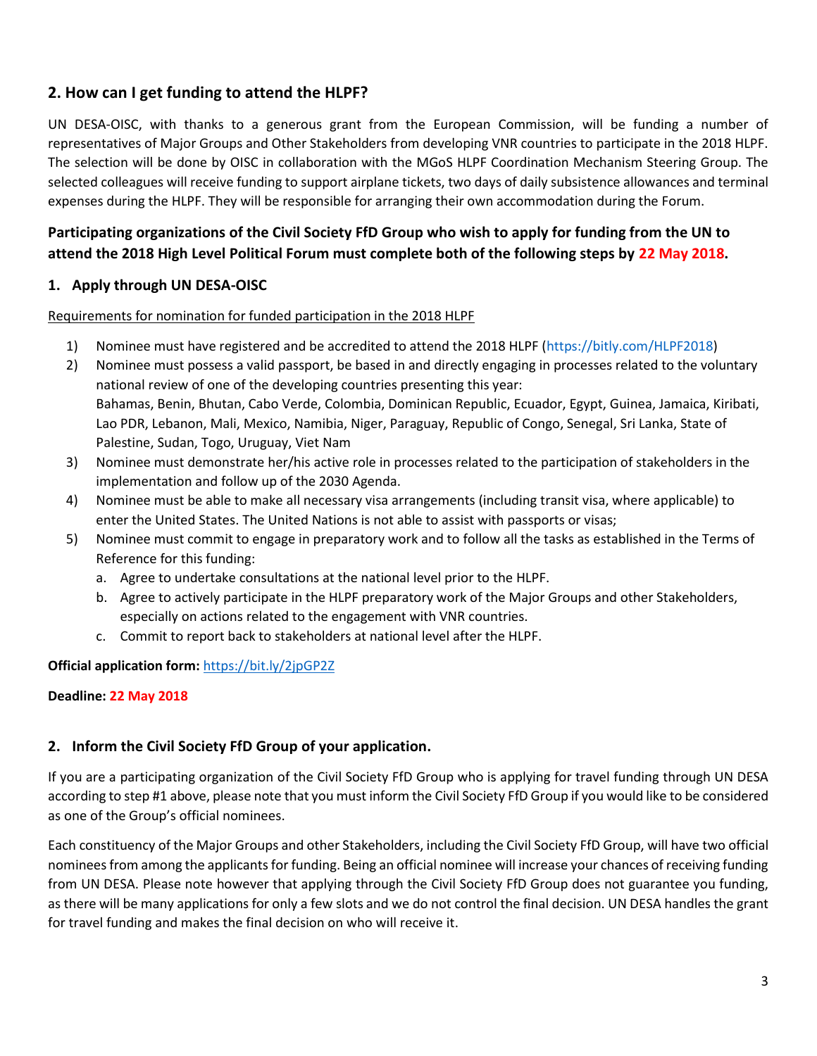## 2. How can I get funding to attend the HLPF?

UN DESA-OISC, with thanks to a generous grant from the European Commission, will be funding a number of representatives of Major Groups and Other Stakeholders from developing VNR countries to participate in the 2018 HLPF. The selection will be done by OISC in collaboration with the MGoS HLPF Coordination Mechanism Steering Group. The selected colleagues will receive funding to support airplane tickets, two days of daily subsistence allowances and terminal expenses during the HLPF. They will be responsible for arranging their own accommodation during the Forum.

**Participating organizations of the Civil Society FfD Group who wish to apply for funding from the UN to attend the 2018 High Level Political Forum must complete both of the following steps by 22 May 2018.**

### 1. Apply through UN DESA-OISC

Requirements for nomination for funded participation in the 2018 HLPF

1) Nominee must have registered and be accredited to attend the 2018 HLPF (https://bitly.com/HLPF2018)
2) Nominee must possess a valid passport, be based in and directly engaging in processes related to the voluntary national review of one of the developing countries presenting this year:
   Bahamas, Benin, Bhutan, Cabo Verde, Colombia, Dominican Republic, Ecuador, Egypt, Guinea, Jamaica, Kiribati, Lao PDR, Lebanon, Mali, Mexico, Namibia, Niger, Paraguay, Republic of Congo, Senegal, Sri Lanka, State of Palestine, Sudan, Togo, Uruguay, Viet Nam
3) Nominee must demonstrate her/his active role in processes related to the participation of stakeholders in the implementation and follow up of the 2030 Agenda.
4) Nominee must be able to make all necessary visa arrangements (including transit visa, where applicable) to enter the United States. The United Nations is not able to assist with passports or visas;
5) Nominee must commit to engage in preparatory work and to follow all the tasks as established in the Terms of Reference for this funding:
   a. Agree to undertake consultations at the national level prior to the HLPF.
   b. Agree to actively participate in the HLPF preparatory work of the Major Groups and other Stakeholders, especially on actions related to the engagement with VNR countries.
   c. Commit to report back to stakeholders at national level after the HLPF.

**Official application form:** https://bit.ly/2jpGP2Z

**Deadline: 22 May 2018**

### 2. Inform the Civil Society FfD Group of your application.

If you are a participating organization of the Civil Society FfD Group who is applying for travel funding through UN DESA according to step #1 above, please note that you must inform the Civil Society FfD Group if you would like to be considered as one of the Group's official nominees.

Each constituency of the Major Groups and other Stakeholders, including the Civil Society FfD Group, will have two official nominees from among the applicants for funding. Being an official nominee will increase your chances of receiving funding from UN DESA. Please note however that applying through the Civil Society FfD Group does not guarantee you funding, as there will be many applications for only a few slots and we do not control the final decision. UN DESA handles the grant for travel funding and makes the final decision on who will receive it.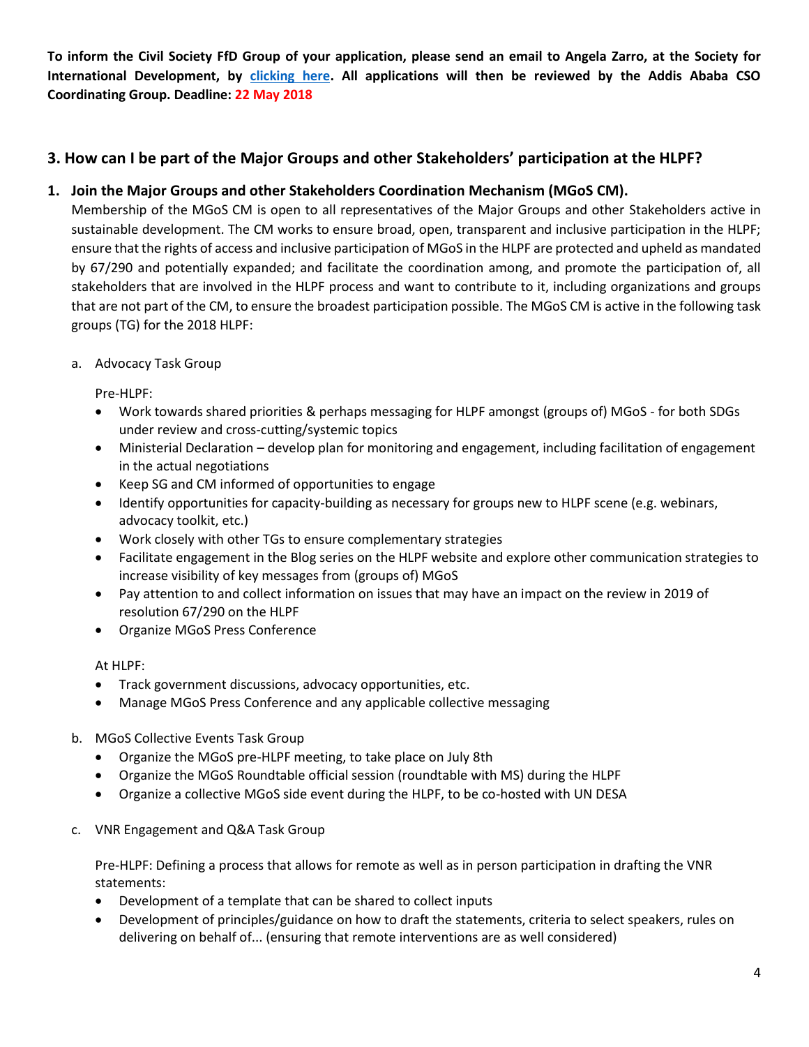**To inform the Civil Society FfD Group of your application, please send an email to Angela Zarro, at the Society for International Development, by clicking here. All applications will then be reviewed by the Addis Ababa CSO Coordinating Group. Deadline: 22 May 2018**

## 3. How can I be part of the Major Groups and other Stakeholders' participation at the HLPF?

### 1. Join the Major Groups and other Stakeholders Coordination Mechanism (MGoS CM).

Membership of the MGoS CM is open to all representatives of the Major Groups and other Stakeholders active in sustainable development. The CM works to ensure broad, open, transparent and inclusive participation in the HLPF; ensure that the rights of access and inclusive participation of MGoS in the HLPF are protected and upheld as mandated by 67/290 and potentially expanded; and facilitate the coordination among, and promote the participation of, all stakeholders that are involved in the HLPF process and want to contribute to it, including organizations and groups that are not part of the CM, to ensure the broadest participation possible. The MGoS CM is active in the following task groups (TG) for the 2018 HLPF:

a. Advocacy Task Group

Pre-HLPF:

- Work towards shared priorities & perhaps messaging for HLPF amongst (groups of) MGoS - for both SDGs under review and cross-cutting/systemic topics
- Ministerial Declaration – develop plan for monitoring and engagement, including facilitation of engagement in the actual negotiations
- Keep SG and CM informed of opportunities to engage
- Identify opportunities for capacity-building as necessary for groups new to HLPF scene (e.g. webinars, advocacy toolkit, etc.)
- Work closely with other TGs to ensure complementary strategies
- Facilitate engagement in the Blog series on the HLPF website and explore other communication strategies to increase visibility of key messages from (groups of) MGoS
- Pay attention to and collect information on issues that may have an impact on the review in 2019 of resolution 67/290 on the HLPF
- Organize MGoS Press Conference

At HLPF:

- Track government discussions, advocacy opportunities, etc.
- Manage MGoS Press Conference and any applicable collective messaging

b. MGoS Collective Events Task Group

- Organize the MGoS pre-HLPF meeting, to take place on July 8th
- Organize the MGoS Roundtable official session (roundtable with MS) during the HLPF
- Organize a collective MGoS side event during the HLPF, to be co-hosted with UN DESA

c. VNR Engagement and Q&A Task Group

Pre-HLPF: Defining a process that allows for remote as well as in person participation in drafting the VNR statements:

- Development of a template that can be shared to collect inputs
- Development of principles/guidance on how to draft the statements, criteria to select speakers, rules on delivering on behalf of... (ensuring that remote interventions are as well considered)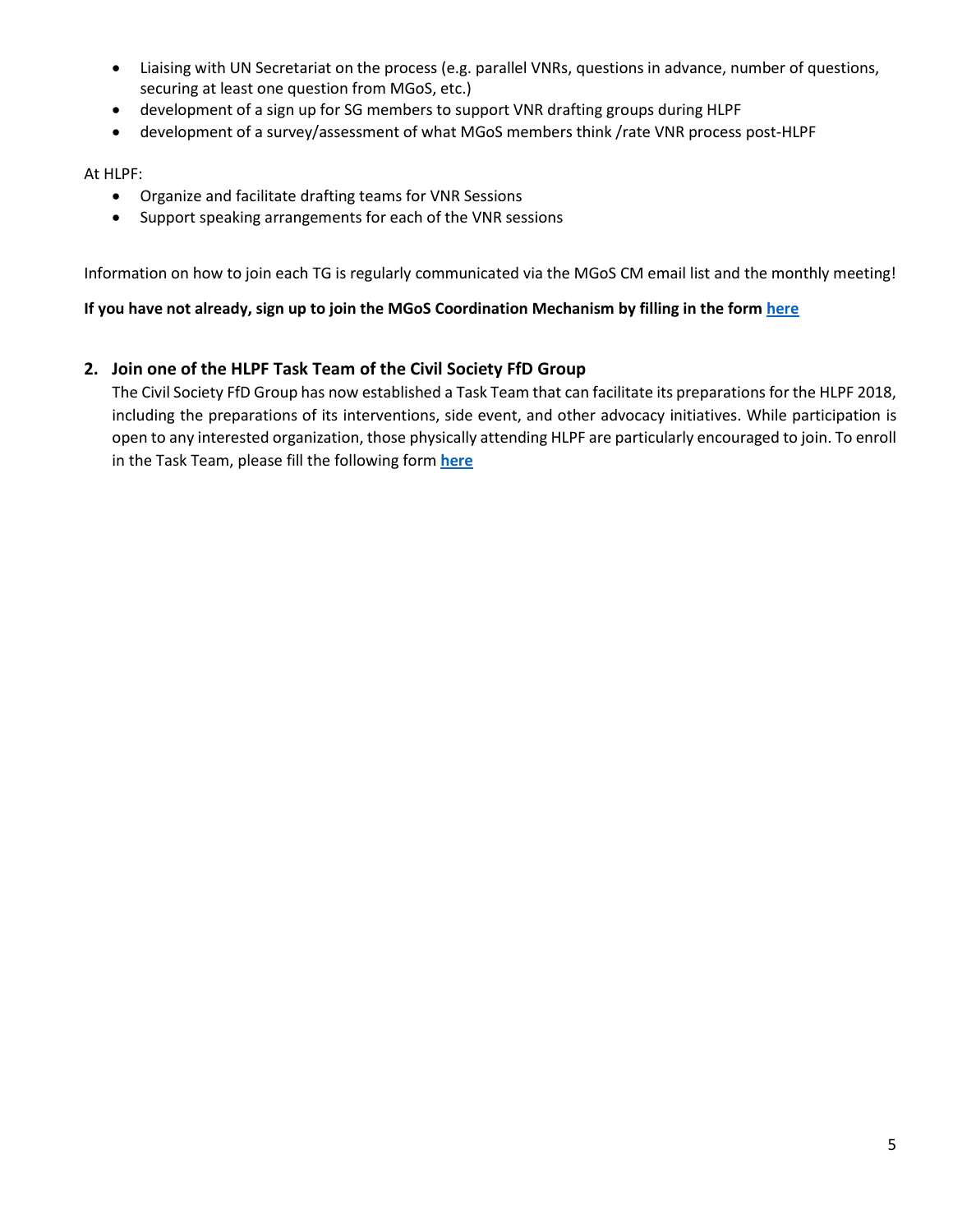- Liaising with UN Secretariat on the process (e.g. parallel VNRs, questions in advance, number of questions, securing at least one question from MGoS, etc.)
- development of a sign up for SG members to support VNR drafting groups during HLPF
- development of a survey/assessment of what MGoS members think /rate VNR process post-HLPF

At HLPF:

- Organize and facilitate drafting teams for VNR Sessions
- Support speaking arrangements for each of the VNR sessions

Information on how to join each TG is regularly communicated via the MGoS CM email list and the monthly meeting!

**If you have not already, sign up to join the MGoS Coordination Mechanism by filling in the form here**

## 2. Join one of the HLPF Task Team of the Civil Society FfD Group

The Civil Society FfD Group has now established a Task Team that can facilitate its preparations for the HLPF 2018, including the preparations of its interventions, side event, and other advocacy initiatives. While participation is open to any interested organization, those physically attending HLPF are particularly encouraged to join. To enroll in the Task Team, please fill the following form **here**